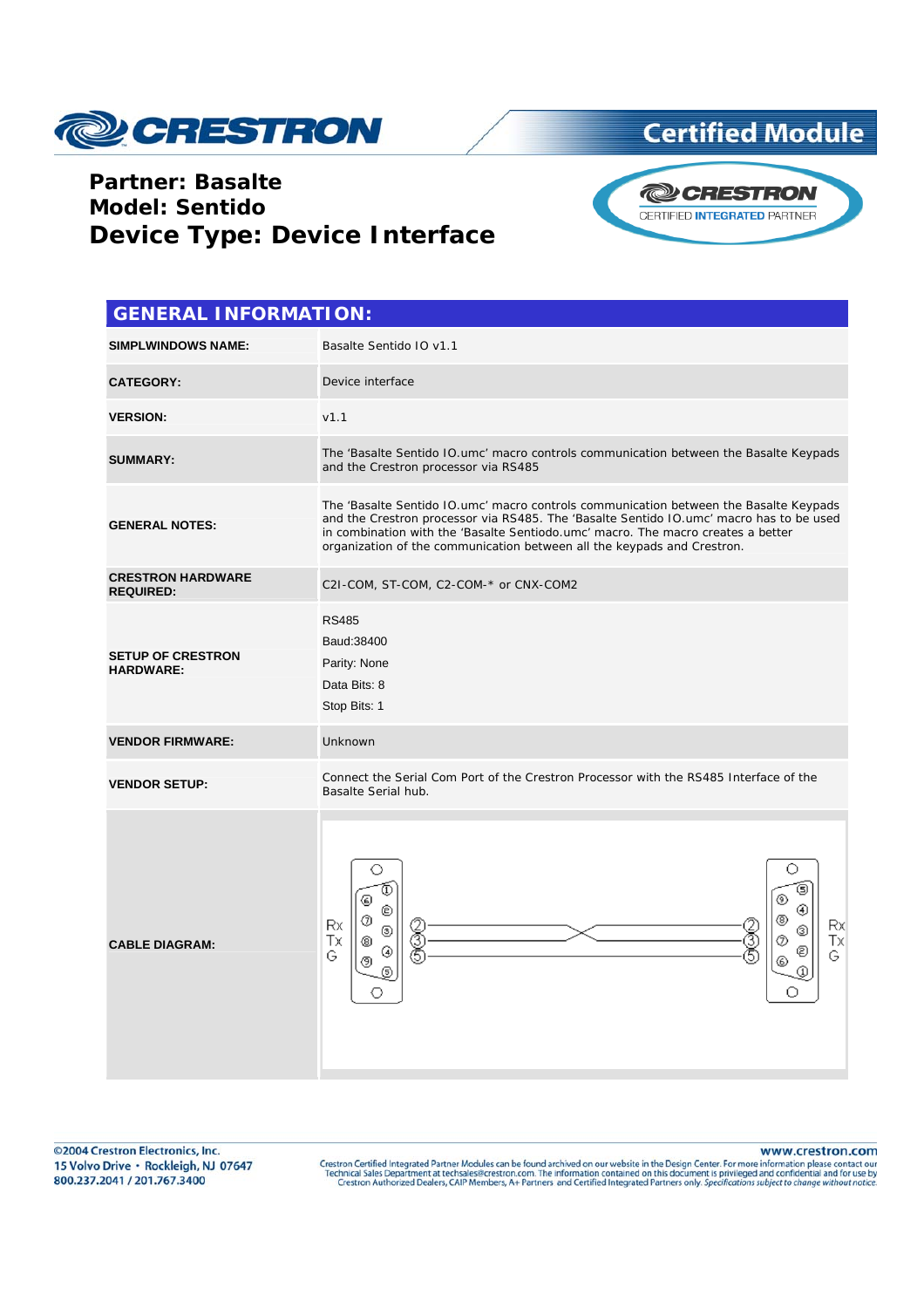# CRESTRON

**Certified Module**

**Partner: Basalte**
**Model: Sentido**
**Device Type: Device Interface**

CRESTRON CERTIFIED INTEGRATED PARTNER

## GENERAL INFORMATION:

| | |
|---|---|
| **SIMPLWINDOWS NAME:** | Basalte Sentido IO v1.1 |
| **CATEGORY:** | Device interface |
| **VERSION:** | v1.1 |
| **SUMMARY:** | The 'Basalte Sentido IO.umc' macro controls communication between the Basalte Keypads and the Crestron processor via RS485 |
| **GENERAL NOTES:** | The 'Basalte Sentido IO.umc' macro controls communication between the Basalte Keypads and the Crestron processor via RS485. The 'Basalte Sentido IO.umc' macro has to be used in combination with the 'Basalte Sentiodo.umc' macro. The macro creates a better organization of the communication between all the keypads and Crestron. |
| **CRESTRON HARDWARE REQUIRED:** | C2I-COM, ST-COM, C2-COM-* or CNX-COM2 |
| **SETUP OF CRESTRON HARDWARE:** | RS485<br>Baud:38400<br>Parity: None<br>Data Bits: 8<br>Stop Bits: 1 |
| **VENDOR FIRMWARE:** | Unknown |
| **VENDOR SETUP:** | Connect the Serial Com Port of the Crestron Processor with the RS485 Interface of the Basalte Serial hub. |
| **CABLE DIAGRAM:** | Rx (2) — (3) Tx; Tx (3) — (2) Rx; G (5) — (5) G |

©2004 Crestron Electronics, Inc.
15 Volvo Drive • Rockleigh, NJ 07647
800.237.2041 / 201.767.3400

www.crestron.com
Crestron Certified Integrated Partner Modules can be found archived on our website in the Design Center. For more information please contact our Technical Sales Department at techsales@crestron.com. The information contained on this document is privileged and confidential and for use by Crestron Authorized Dealers, CAIP Members, A+ Partners and Certified Integrated Partners only. *Specifications subject to change without notice.*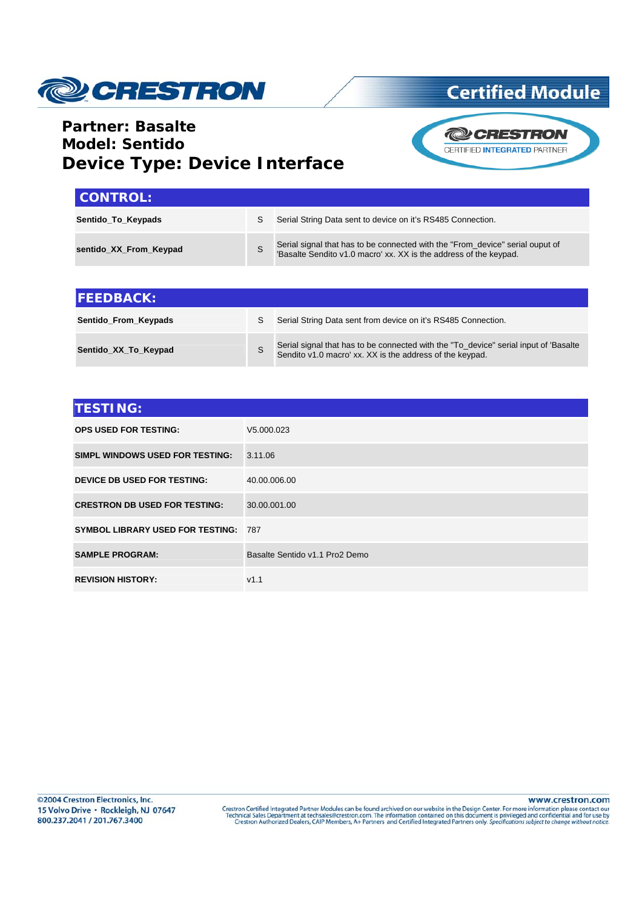**Partner: Basalte**
**Model: Sentido**
**Device Type: Device Interface**

## CONTROL:

| | | |
|---|---|---|
| **Sentido_To_Keypads** | S | Serial String Data sent to device on it's RS485 Connection. |
| **sentido_XX_From_Keypad** | S | Serial signal that has to be connected with the "From_device" serial ouput of 'Basalte Sendito v1.0 macro' xx. XX is the address of the keypad. |

## FEEDBACK:

| | | |
|---|---|---|
| **Sentido_From_Keypads** | S | Serial String Data sent from device on it's RS485 Connection. |
| **Sentido_XX_To_Keypad** | S | Serial signal that has to be connected with the "To_device" serial input of 'Basalte Sendito v1.0 macro' xx. XX is the address of the keypad. |

## TESTING:

| | |
|---|---|
| **OPS USED FOR TESTING:** | V5.000.023 |
| **SIMPL WINDOWS USED FOR TESTING:** | 3.11.06 |
| **DEVICE DB USED FOR TESTING:** | 40.00.006.00 |
| **CRESTRON DB USED FOR TESTING:** | 30.00.001.00 |
| **SYMBOL LIBRARY USED FOR TESTING:** | 787 |
| **SAMPLE PROGRAM:** | Basalte Sentido v1.1 Pro2 Demo |
| **REVISION HISTORY:** | v1.1 |